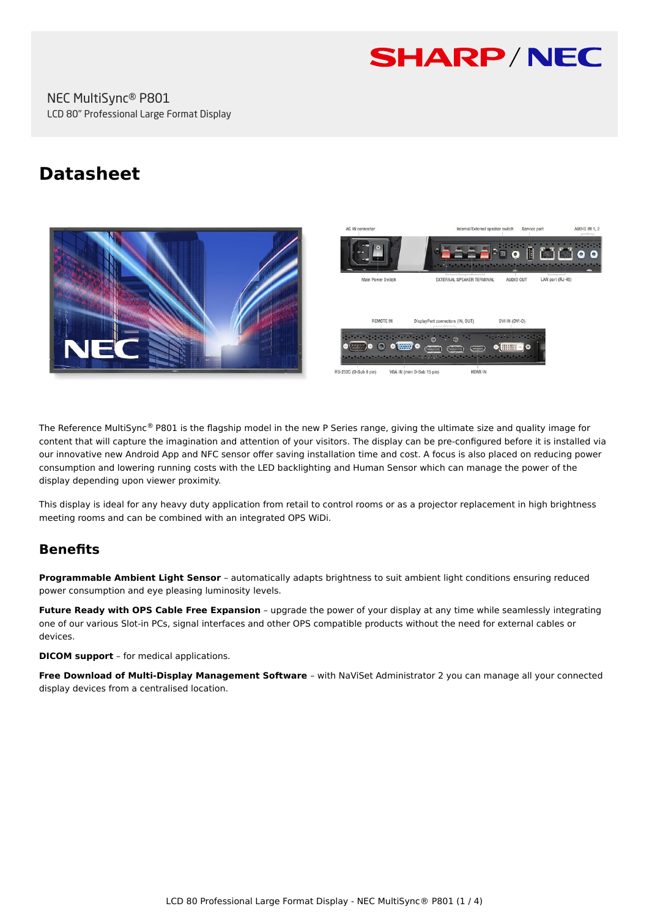NEC MultiSync® P801

LCD 80" Professional Large Format Display

# Datasheet

The Reference MultiSync® P801 is the flagship model in the new P Series range, giving the ultimate size and quality image for content that will capture the imagination and attention of your visitors. The display can be pre-configured before it is installed via our innovative new Android App and NFC sensor offer saving installation time and cost. A focus is also placed on reducing power consumption and lowering running costs with the LED backlighting and Human Sensor which can manage the power of the display depending upon viewer proximity.

This display is ideal for any heavy duty application from retail to control rooms or as a projector replacement in high brightness meeting rooms and can be combined with an integrated OPS WiDi.

## Benefits

**Programmable Ambient Light Sensor** – automatically adapts brightness to suit ambient light conditions ensuring reduced power consumption and eye pleasing luminosity levels.

**Future Ready with OPS Cable Free Expansion** – upgrade the power of your display at any time while seamlessly integrating one of our various Slot-in PCs, signal interfaces and other OPS compatible products without the need for external cables or devices.

**DICOM support** – for medical applications.

**Free Download of Multi-Display Management Software** – with NaViSet Administrator 2 you can manage all your connected display devices from a centralised location.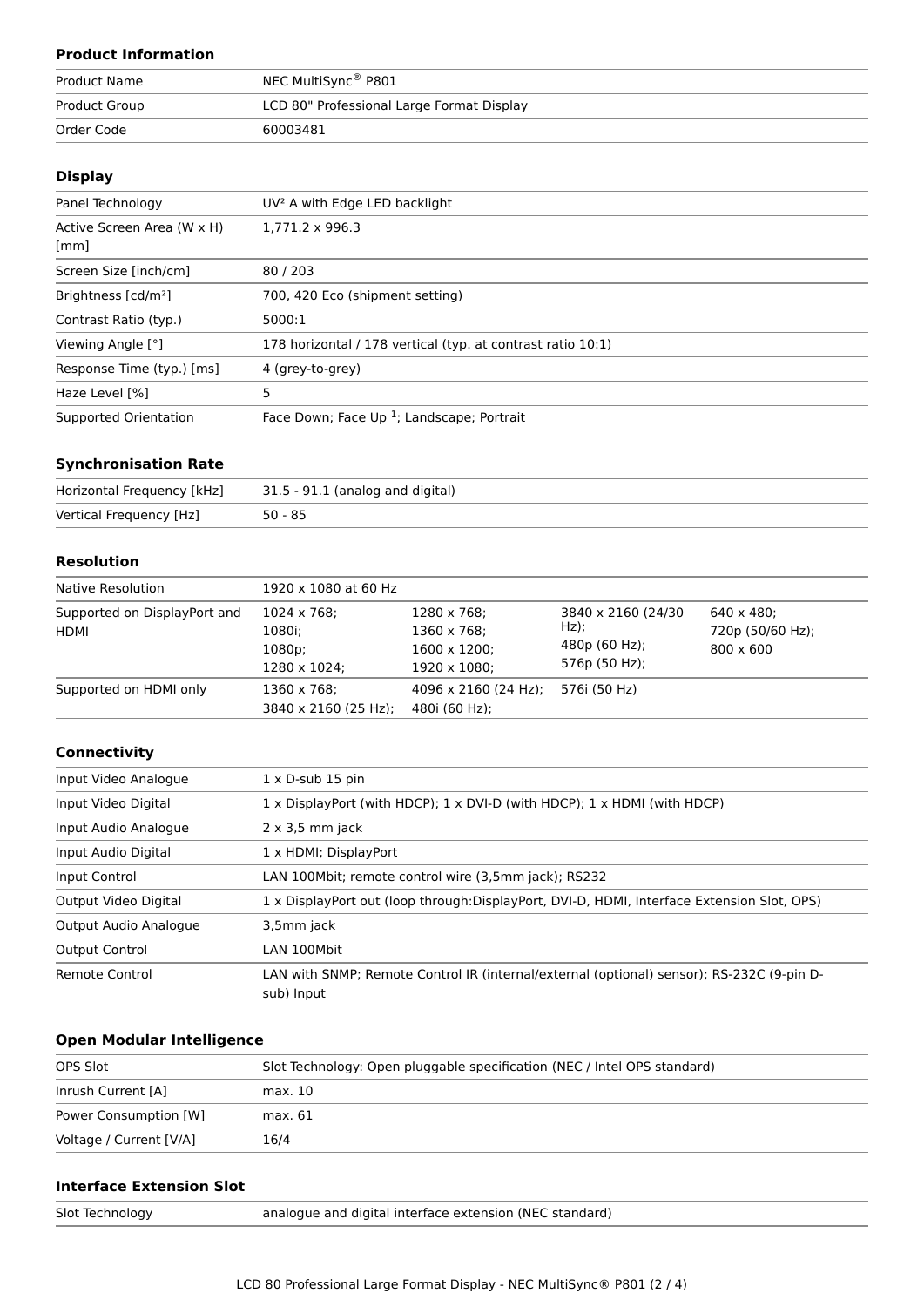### Product Information

| | |
|---|---|
| Product Name | NEC MultiSync® P801 |
| Product Group | LCD 80" Professional Large Format Display |
| Order Code | 60003481 |

### Display

| | |
|---|---|
| Panel Technology | UV² A with Edge LED backlight |
| Active Screen Area (W x H) [mm] | 1,771.2 x 996.3 |
| Screen Size [inch/cm] | 80 / 203 |
| Brightness [cd/m²] | 700, 420 Eco (shipment setting) |
| Contrast Ratio (typ.) | 5000:1 |
| Viewing Angle [°] | 178 horizontal / 178 vertical (typ. at contrast ratio 10:1) |
| Response Time (typ.) [ms] | 4 (grey-to-grey) |
| Haze Level [%] | 5 |
| Supported Orientation | Face Down; Face Up [1]; Landscape; Portrait |

### Synchronisation Rate

| | |
|---|---|
| Horizontal Frequency [kHz] | 31.5 - 91.1 (analog and digital) |
| Vertical Frequency [Hz] | 50 - 85 |

### Resolution

| | | | | |
|---|---|---|---|---|
| Native Resolution | 1920 x 1080 at 60 Hz | | | |
| Supported on DisplayPort and HDMI | 1024 x 768;<br>1080i;<br>1080p;<br>1280 x 1024; | 1280 x 768;<br>1360 x 768;<br>1600 x 1200;<br>1920 x 1080; | 3840 x 2160 (24/30 Hz);<br>480p (60 Hz);<br>576p (50 Hz); | 640 x 480;<br>720p (50/60 Hz);<br>800 x 600 |
| Supported on HDMI only | 1360 x 768;<br>3840 x 2160 (25 Hz); | 4096 x 2160 (24 Hz);<br>480i (60 Hz); | 576i (50 Hz) | |

### Connectivity

| | |
|---|---|
| Input Video Analogue | 1 x D-sub 15 pin |
| Input Video Digital | 1 x DisplayPort (with HDCP); 1 x DVI-D (with HDCP); 1 x HDMI (with HDCP) |
| Input Audio Analogue | 2 x 3,5 mm jack |
| Input Audio Digital | 1 x HDMI; DisplayPort |
| Input Control | LAN 100Mbit; remote control wire (3,5mm jack); RS232 |
| Output Video Digital | 1 x DisplayPort out (loop through:DisplayPort, DVI-D, HDMI, Interface Extension Slot, OPS) |
| Output Audio Analogue | 3,5mm jack |
| Output Control | LAN 100Mbit |
| Remote Control | LAN with SNMP; Remote Control IR (internal/external (optional) sensor); RS-232C (9-pin D-sub) Input |

### Open Modular Intelligence

| | |
|---|---|
| OPS Slot | Slot Technology: Open pluggable specification (NEC / Intel OPS standard) |
| Inrush Current [A] | max. 10 |
| Power Consumption [W] | max. 61 |
| Voltage / Current [V/A] | 16/4 |

### Interface Extension Slot

| | |
|---|---|
| Slot Technology | analogue and digital interface extension (NEC standard) |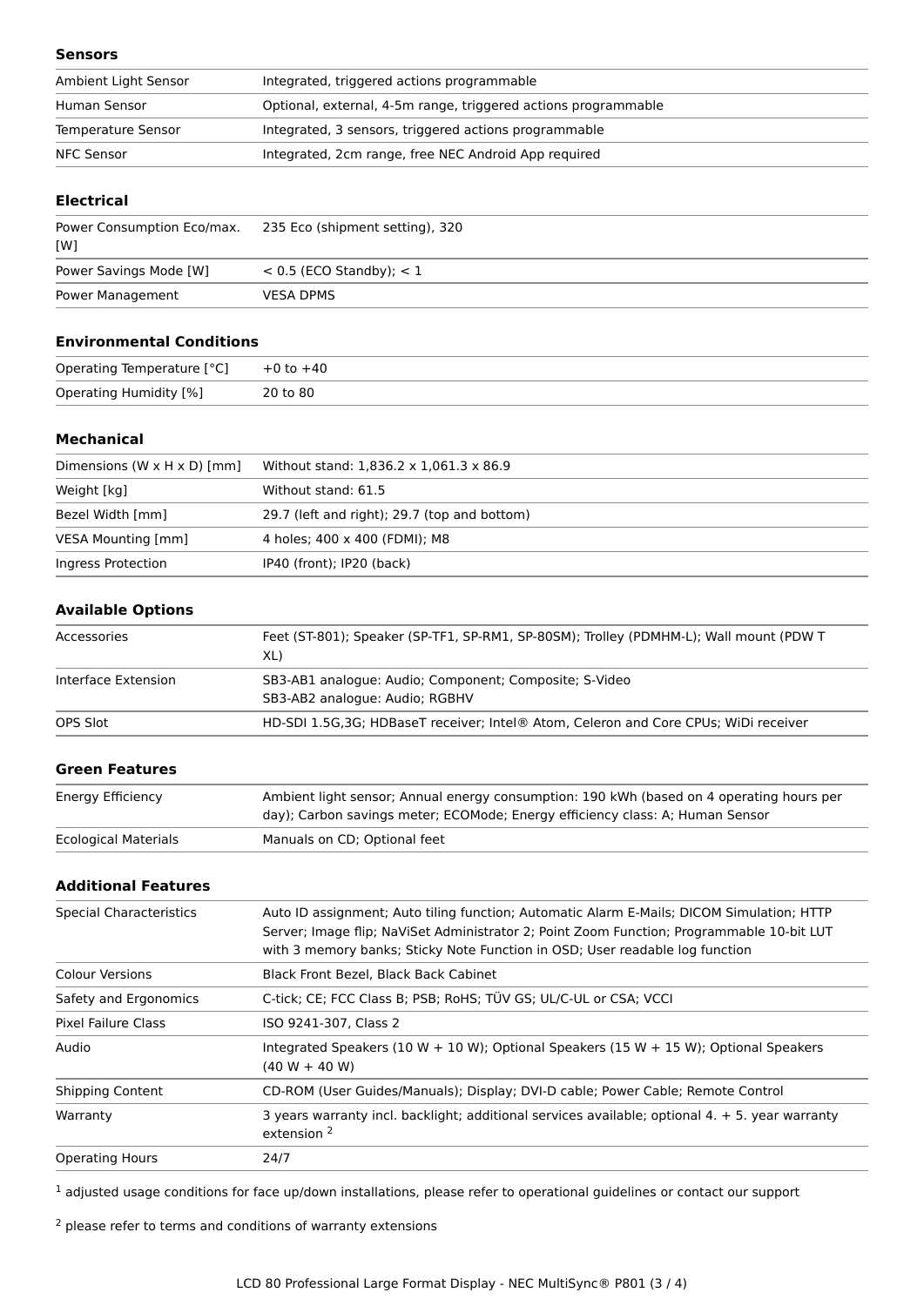### Sensors

| | |
|---|---|
| Ambient Light Sensor | Integrated, triggered actions programmable |
| Human Sensor | Optional, external, 4-5m range, triggered actions programmable |
| Temperature Sensor | Integrated, 3 sensors, triggered actions programmable |
| NFC Sensor | Integrated, 2cm range, free NEC Android App required |

### Electrical

| | |
|---|---|
| Power Consumption Eco/max. [W] | 235 Eco (shipment setting), 320 |
| Power Savings Mode [W] | < 0.5 (ECO Standby); < 1 |
| Power Management | VESA DPMS |

### Environmental Conditions

| | |
|---|---|
| Operating Temperature [°C] | +0 to +40 |
| Operating Humidity [%] | 20 to 80 |

### Mechanical

| | |
|---|---|
| Dimensions (W x H x D) [mm] | Without stand: 1,836.2 x 1,061.3 x 86.9 |
| Weight [kg] | Without stand: 61.5 |
| Bezel Width [mm] | 29.7 (left and right); 29.7 (top and bottom) |
| VESA Mounting [mm] | 4 holes; 400 x 400 (FDMI); M8 |
| Ingress Protection | IP40 (front); IP20 (back) |

### Available Options

| | |
|---|---|
| Accessories | Feet (ST-801); Speaker (SP-TF1, SP-RM1, SP-80SM); Trolley (PDMHM-L); Wall mount (PDW T XL) |
| Interface Extension | SB3-AB1 analogue: Audio; Component; Composite; S-Video<br>SB3-AB2 analogue: Audio; RGBHV |
| OPS Slot | HD-SDI 1.5G,3G; HDBaseT receiver; Intel® Atom, Celeron and Core CPUs; WiDi receiver |

### Green Features

| | |
|---|---|
| Energy Efficiency | Ambient light sensor; Annual energy consumption: 190 kWh (based on 4 operating hours per day); Carbon savings meter; ECOMode; Energy efficiency class: A; Human Sensor |
| Ecological Materials | Manuals on CD; Optional feet |

### Additional Features

| | |
|---|---|
| Special Characteristics | Auto ID assignment; Auto tiling function; Automatic Alarm E-Mails; DICOM Simulation; HTTP Server; Image flip; NaViSet Administrator 2; Point Zoom Function; Programmable 10-bit LUT with 3 memory banks; Sticky Note Function in OSD; User readable log function |
| Colour Versions | Black Front Bezel, Black Back Cabinet |
| Safety and Ergonomics | C-tick; CE; FCC Class B; PSB; RoHS; TÜV GS; UL/C-UL or CSA; VCCI |
| Pixel Failure Class | ISO 9241-307, Class 2 |
| Audio | Integrated Speakers (10 W + 10 W); Optional Speakers (15 W + 15 W); Optional Speakers (40 W + 40 W) |
| Shipping Content | CD-ROM (User Guides/Manuals); Display; DVI-D cable; Power Cable; Remote Control |
| Warranty | 3 years warranty incl. backlight; additional services available; optional 4. + 5. year warranty extension [2] |
| Operating Hours | 24/7 |

[1] adjusted usage conditions for face up/down installations, please refer to operational guidelines or contact our support

[2] please refer to terms and conditions of warranty extensions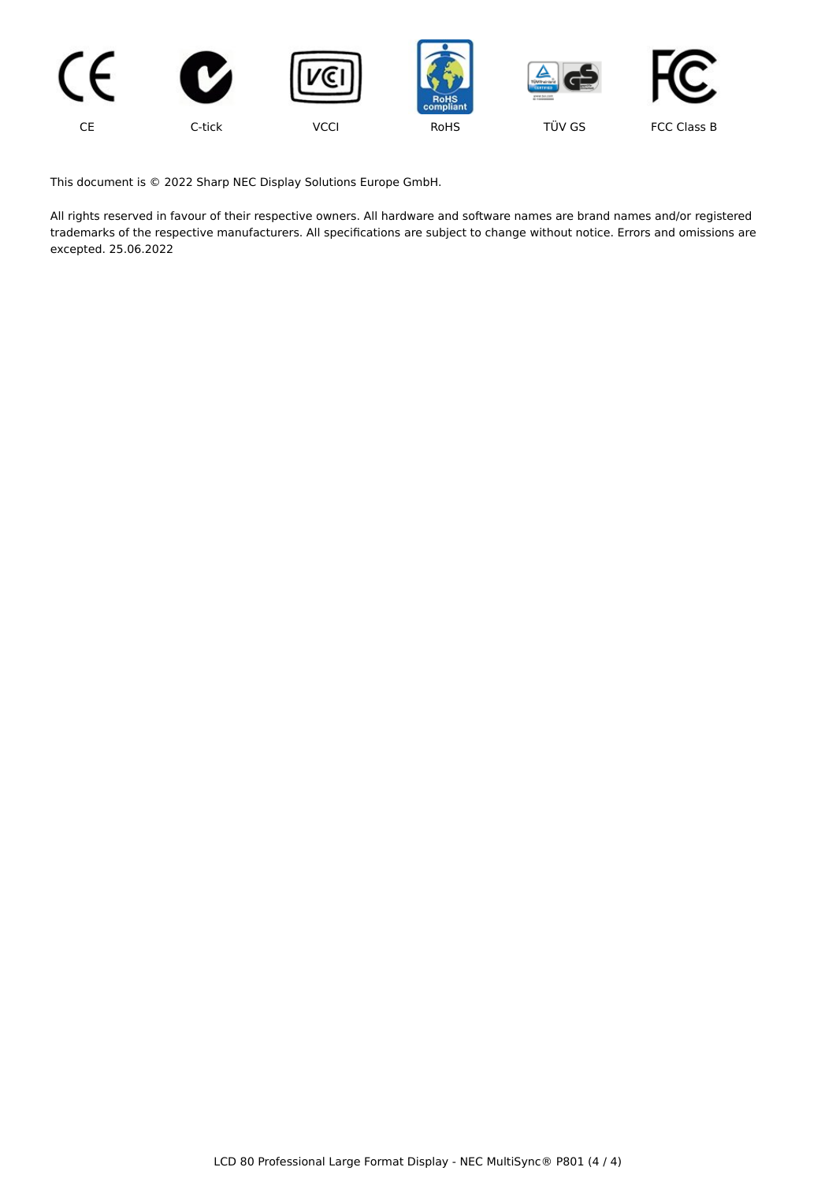CE C-tick VCCI RoHS TÜV GS FCC Class B

This document is © 2022 Sharp NEC Display Solutions Europe GmbH.

All rights reserved in favour of their respective owners. All hardware and software names are brand names and/or registered trademarks of the respective manufacturers. All specifications are subject to change without notice. Errors and omissions are excepted. 25.06.2022